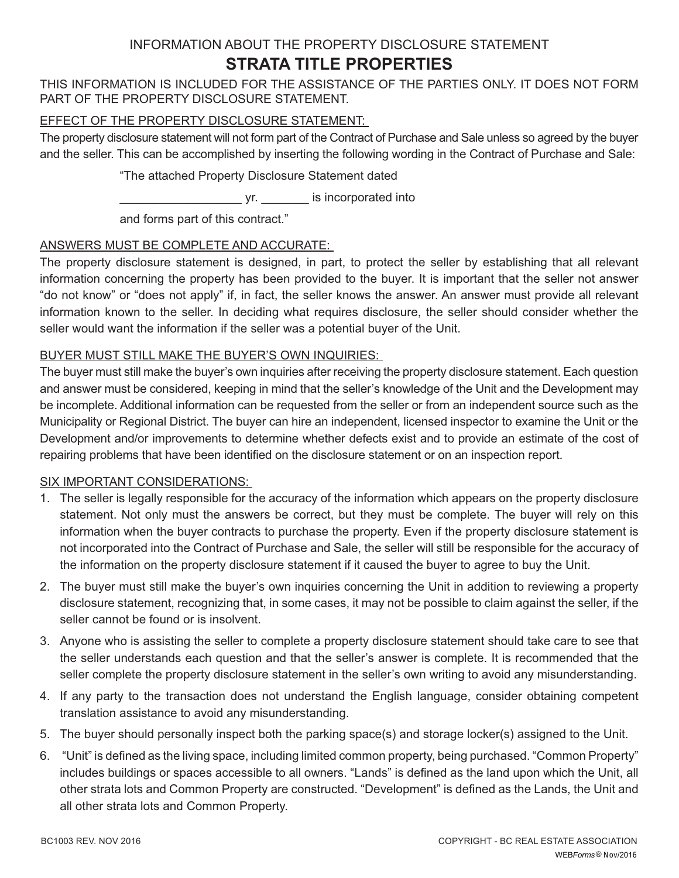INFORMATION ABOUT THE PROPERTY DISCLOSURE STATEMENT

# STRATA TITLE PROPERTIES

THIS INFORMATION IS INCLUDED FOR THE ASSISTANCE OF THE PARTIES ONLY. IT DOES NOT FORM PART OF THE PROPERTY DISCLOSURE STATEMENT.

## EFFECT OF THE PROPERTY DISCLOSURE STATEMENT:

The property disclosure statement will not form part of the Contract of Purchase and Sale unless so agreed by the buyer and the seller. This can be accomplished by inserting the following wording in the Contract of Purchase and Sale:

> "The attached Property Disclosure Statement dated
>
> __________________ yr. _______ is incorporated into
>
> and forms part of this contract."

## ANSWERS MUST BE COMPLETE AND ACCURATE:

The property disclosure statement is designed, in part, to protect the seller by establishing that all relevant information concerning the property has been provided to the buyer. It is important that the seller not answer "do not know" or "does not apply" if, in fact, the seller knows the answer. An answer must provide all relevant information known to the seller. In deciding what requires disclosure, the seller should consider whether the seller would want the information if the seller was a potential buyer of the Unit.

## BUYER MUST STILL MAKE THE BUYER'S OWN INQUIRIES:

The buyer must still make the buyer's own inquiries after receiving the property disclosure statement. Each question and answer must be considered, keeping in mind that the seller's knowledge of the Unit and the Development may be incomplete. Additional information can be requested from the seller or from an independent source such as the Municipality or Regional District. The buyer can hire an independent, licensed inspector to examine the Unit or the Development and/or improvements to determine whether defects exist and to provide an estimate of the cost of repairing problems that have been identified on the disclosure statement or on an inspection report.

## SIX IMPORTANT CONSIDERATIONS:

1. The seller is legally responsible for the accuracy of the information which appears on the property disclosure statement. Not only must the answers be correct, but they must be complete. The buyer will rely on this information when the buyer contracts to purchase the property. Even if the property disclosure statement is not incorporated into the Contract of Purchase and Sale, the seller will still be responsible for the accuracy of the information on the property disclosure statement if it caused the buyer to agree to buy the Unit.
2. The buyer must still make the buyer's own inquiries concerning the Unit in addition to reviewing a property disclosure statement, recognizing that, in some cases, it may not be possible to claim against the seller, if the seller cannot be found or is insolvent.
3. Anyone who is assisting the seller to complete a property disclosure statement should take care to see that the seller understands each question and that the seller's answer is complete. It is recommended that the seller complete the property disclosure statement in the seller's own writing to avoid any misunderstanding.
4. If any party to the transaction does not understand the English language, consider obtaining competent translation assistance to avoid any misunderstanding.
5. The buyer should personally inspect both the parking space(s) and storage locker(s) assigned to the Unit.
6. "Unit" is defined as the living space, including limited common property, being purchased. "Common Property" includes buildings or spaces accessible to all owners. "Lands" is defined as the land upon which the Unit, all other strata lots and Common Property are constructed. "Development" is defined as the Lands, the Unit and all other strata lots and Common Property.

BC1003 REV. NOV 2016 — COPYRIGHT - BC REAL ESTATE ASSOCIATION — WEB*Forms*® Nov/2016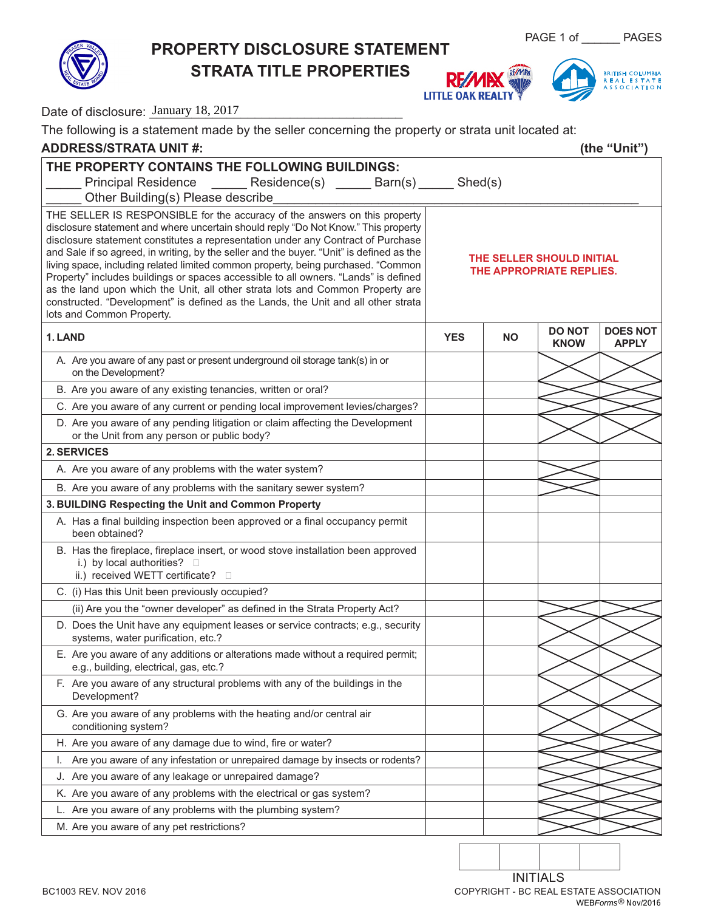PAGE 1 of ______ PAGES

# PROPERTY DISCLOSURE STATEMENT
## STRATA TITLE PROPERTIES

Date of disclosure: January 18, 2017

The following is a statement made by the seller concerning the property or strata unit located at:

**ADDRESS/STRATA UNIT #:** **(the "Unit")**

**THE PROPERTY CONTAINS THE FOLLOWING BUILDINGS:**
_____ Principal Residence _____ Residence(s) _____ Barn(s) _____ Shed(s)
_____ Other Building(s) Please describe_______________

THE SELLER IS RESPONSIBLE for the accuracy of the answers on this property disclosure statement and where uncertain should reply "Do Not Know." This property disclosure statement constitutes a representation under any Contract of Purchase and Sale if so agreed, in writing, by the seller and the buyer. "Unit" is defined as the living space, including related limited common property, being purchased. "Common Property" includes buildings or spaces accessible to all owners. "Lands" is defined as the land upon which the Unit, all other strata lots and Common Property are constructed. "Development" is defined as the Lands, the Unit and all other strata lots and Common Property.

**THE SELLER SHOULD INITIAL THE APPROPRIATE REPLIES.**

| **1. LAND** | **YES** | **NO** | **DO NOT KNOW** | **DOES NOT APPLY** |
|---|---|---|---|---|
| A. Are you aware of any past or present underground oil storage tank(s) in or on the Development? | | | X | X |
| B. Are you aware of any existing tenancies, written or oral? | | | X | X |
| C. Are you aware of any current or pending local improvement levies/charges? | | | X | X |
| D. Are you aware of any pending litigation or claim affecting the Development or the Unit from any person or public body? | | | X | X |
| **2. SERVICES** | | | | |
| A. Are you aware of any problems with the water system? | | | X | |
| B. Are you aware of any problems with the sanitary sewer system? | | | X | |
| **3. BUILDING Respecting the Unit and Common Property** | | | | |
| A. Has a final building inspection been approved or a final occupancy permit been obtained? | | | | |
| B. Has the fireplace, fireplace insert, or wood stove installation been approved<br>i.) by local authorities? ☐<br>ii.) received WETT certificate? ☐ | | | | |
| C. (i) Has this Unit been previously occupied? | | | | |
| (ii) Are you the "owner developer" as defined in the Strata Property Act? | | | X | X |
| D. Does the Unit have any equipment leases or service contracts; e.g., security systems, water purification, etc.? | | | X | X |
| E. Are you aware of any additions or alterations made without a required permit; e.g., building, electrical, gas, etc.? | | | X | X |
| F. Are you aware of any structural problems with any of the buildings in the Development? | | | X | X |
| G. Are you aware of any problems with the heating and/or central air conditioning system? | | | X | X |
| H. Are you aware of any damage due to wind, fire or water? | | | X | X |
| I. Are you aware of any infestation or unrepaired damage by insects or rodents? | | | X | X |
| J. Are you aware of any leakage or unrepaired damage? | | | X | X |
| K. Are you aware of any problems with the electrical or gas system? | | | X | X |
| L. Are you aware of any problems with the plumbing system? | | | X | X |
| M. Are you aware of any pet restrictions? | | | X | X |

| | | | |
|---|---|---|---|
| | | | |

INITIALS

BC1003 REV. NOV 2016

COPYRIGHT - BC REAL ESTATE ASSOCIATION
WEBForms® Nov/2016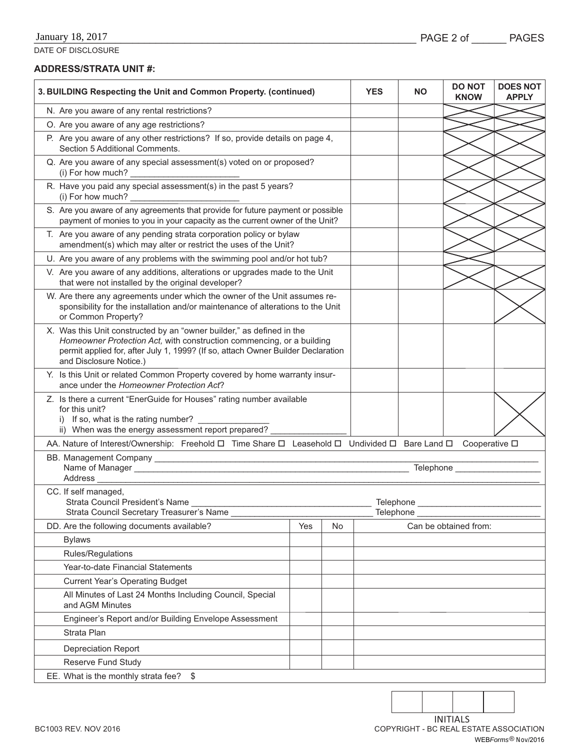January 18, 2017

DATE OF DISCLOSURE

PAGE 2 of ______ PAGES

**ADDRESS/STRATA UNIT #:**

| 3. BUILDING Respecting the Unit and Common Property. (continued) | YES | NO | DO NOT KNOW | DOES NOT APPLY |
|---|---|---|---|---|
| N. Are you aware of any rental restrictions? | | | X | X |
| O. Are you aware of any age restrictions? | | | X | X |
| P. Are you aware of any other restrictions? If so, provide details on page 4, Section 5 Additional Comments. | | | X | X |
| Q. Are you aware of any special assessment(s) voted on or proposed? (i) For how much? ______________________ | | | X | X |
| R. Have you paid any special assessment(s) in the past 5 years? (i) For how much? ______________________ | | | X | X |
| S. Are you aware of any agreements that provide for future payment or possible payment of monies to you in your capacity as the current owner of the Unit? | | | X | X |
| T. Are you aware of any pending strata corporation policy or bylaw amendment(s) which may alter or restrict the uses of the Unit? | | | X | X |
| U. Are you aware of any problems with the swimming pool and/or hot tub? | | | X | |
| V. Are you aware of any additions, alterations or upgrades made to the Unit that were not installed by the original developer? | | | X | X |
| W. Are there any agreements under which the owner of the Unit assumes responsibility for the installation and/or maintenance of alterations to the Unit or Common Property? | | | | X |
| X. Was this Unit constructed by an "owner builder," as defined in the *Homeowner Protection Act,* with construction commencing, or a building permit applied for, after July 1, 1999? (If so, attach Owner Builder Declaration and Disclosure Notice.) | | | | |
| Y. Is this Unit or related Common Property covered by home warranty insurance under the *Homeowner Protection Act*? | | | | |
| Z. Is there a current "EnerGuide for Houses" rating number available for this unit? i) If so, what is the rating number? ______________ ii) When was the energy assessment report prepared? ________________ | | | | X |

AA. Nature of Interest/Ownership: Freehold ☐ Time Share ☐ Leasehold ☐ Undivided ☐ Bare Land ☐ Cooperative ☐

BB. Management Company ____________________________________________
Name of Manager ____________________________________________ Telephone ________________
Address ____________________________________________

CC. If self managed,
Strata Council President's Name ____________________________________ Telephone ________________________
Strata Council Secretary Treasurer's Name ____________________________ Telephone ________________________

| DD. Are the following documents available? | Yes | No | Can be obtained from: |
|---|---|---|---|
| Bylaws | | | |
| Rules/Regulations | | | |
| Year-to-date Financial Statements | | | |
| Current Year's Operating Budget | | | |
| All Minutes of Last 24 Months Including Council, Special and AGM Minutes | | | |
| Engineer's Report and/or Building Envelope Assessment | | | |
| Strata Plan | | | |
| Depreciation Report | | | |
| Reserve Fund Study | | | |

EE. What is the monthly strata fee? $

| | | | |
|---|---|---|---|
| | | | |

INITIALS

BC1003 REV. NOV 2016

COPYRIGHT - BC REAL ESTATE ASSOCIATION

WEB*Forms*® Nov/2016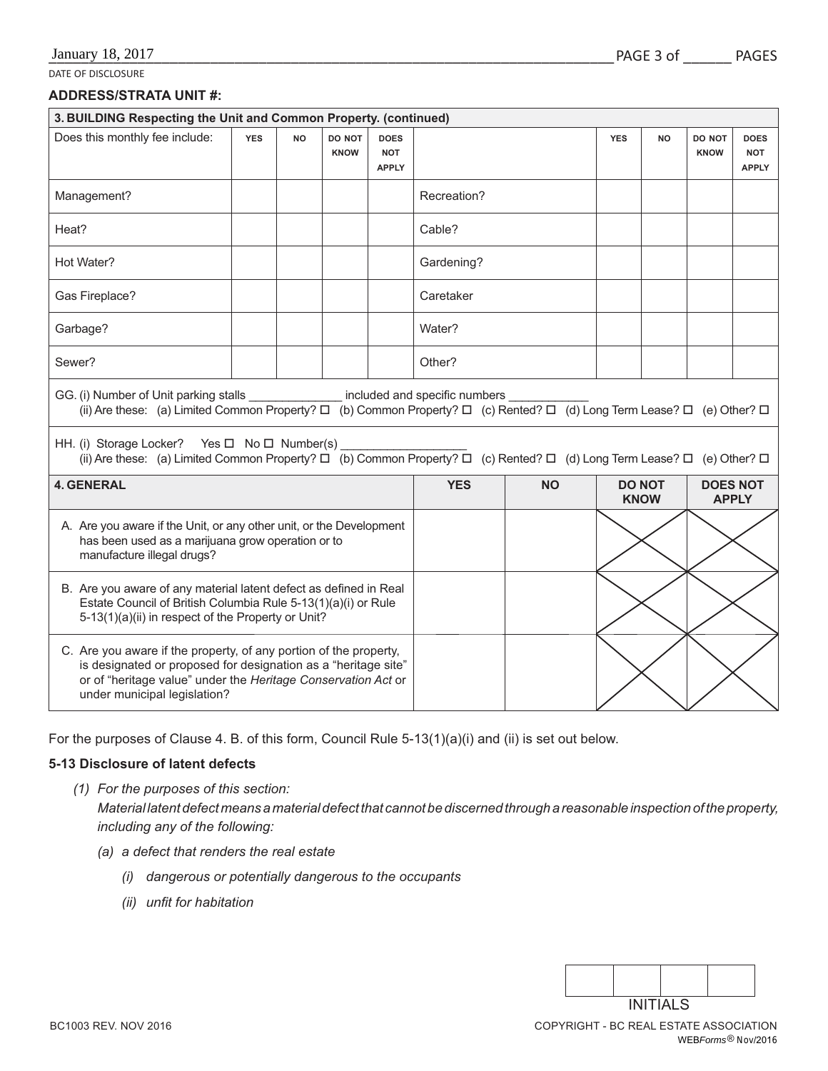January 18, 2017

DATE OF DISCLOSURE

**ADDRESS/STRATA UNIT #:**

| **3. BUILDING Respecting the Unit and Common Property. (continued)** | | | | | | | | | |
|---|---|---|---|---|---|---|---|---|---|
| Does this monthly fee include: | YES | NO | DO NOT KNOW | DOES NOT APPLY | | YES | NO | DO NOT KNOW | DOES NOT APPLY |
| Management? | | | | | Recreation? | | | | |
| Heat? | | | | | Cable? | | | | |
| Hot Water? | | | | | Gardening? | | | | |
| Gas Fireplace? | | | | | Caretaker | | | | |
| Garbage? | | | | | Water? | | | | |
| Sewer? | | | | | Other? | | | | |

GG. (i) Number of Unit parking stalls ______________ included and specific numbers ____________
(ii) Are these: (a) Limited Common Property? ☐ (b) Common Property? ☐ (c) Rented? ☐ (d) Long Term Lease? ☐ (e) Other? ☐

HH. (i) Storage Locker? Yes ☐ No ☐ Number(s) __________________
(ii) Are these: (a) Limited Common Property? ☐ (b) Common Property? ☐ (c) Rented? ☐ (d) Long Term Lease? ☐ (e) Other? ☐

| **4. GENERAL** | **YES** | **NO** | **DO NOT KNOW** | **DOES NOT APPLY** |
|---|---|---|---|---|
| A. Are you aware if the Unit, or any other unit, or the Development has been used as a marijuana grow operation or to manufacture illegal drugs? | | | X | X |
| B. Are you aware of any material latent defect as defined in Real Estate Council of British Columbia Rule 5-13(1)(a)(i) or Rule 5-13(1)(a)(ii) in respect of the Property or Unit? | | | X | X |
| C. Are you aware if the property, of any portion of the property, is designated or proposed for designation as a "heritage site" or of "heritage value" under the *Heritage Conservation Act* or under municipal legislation? | | | X | X |

For the purposes of Clause 4. B. of this form, Council Rule 5-13(1)(a)(i) and (ii) is set out below.

**5-13 Disclosure of latent defects**

*(1) For the purposes of this section:*
*Material latent defect means a material defect that cannot be discerned through a reasonable inspection of the property, including any of the following:*

- *(a) a defect that renders the real estate*
  - *(i) dangerous or potentially dangerous to the occupants*
  - *(ii) unfit for habitation*

INITIALS

BC1003 REV. NOV 2016

COPYRIGHT - BC REAL ESTATE ASSOCIATION
WEB*Forms*® Nov/2016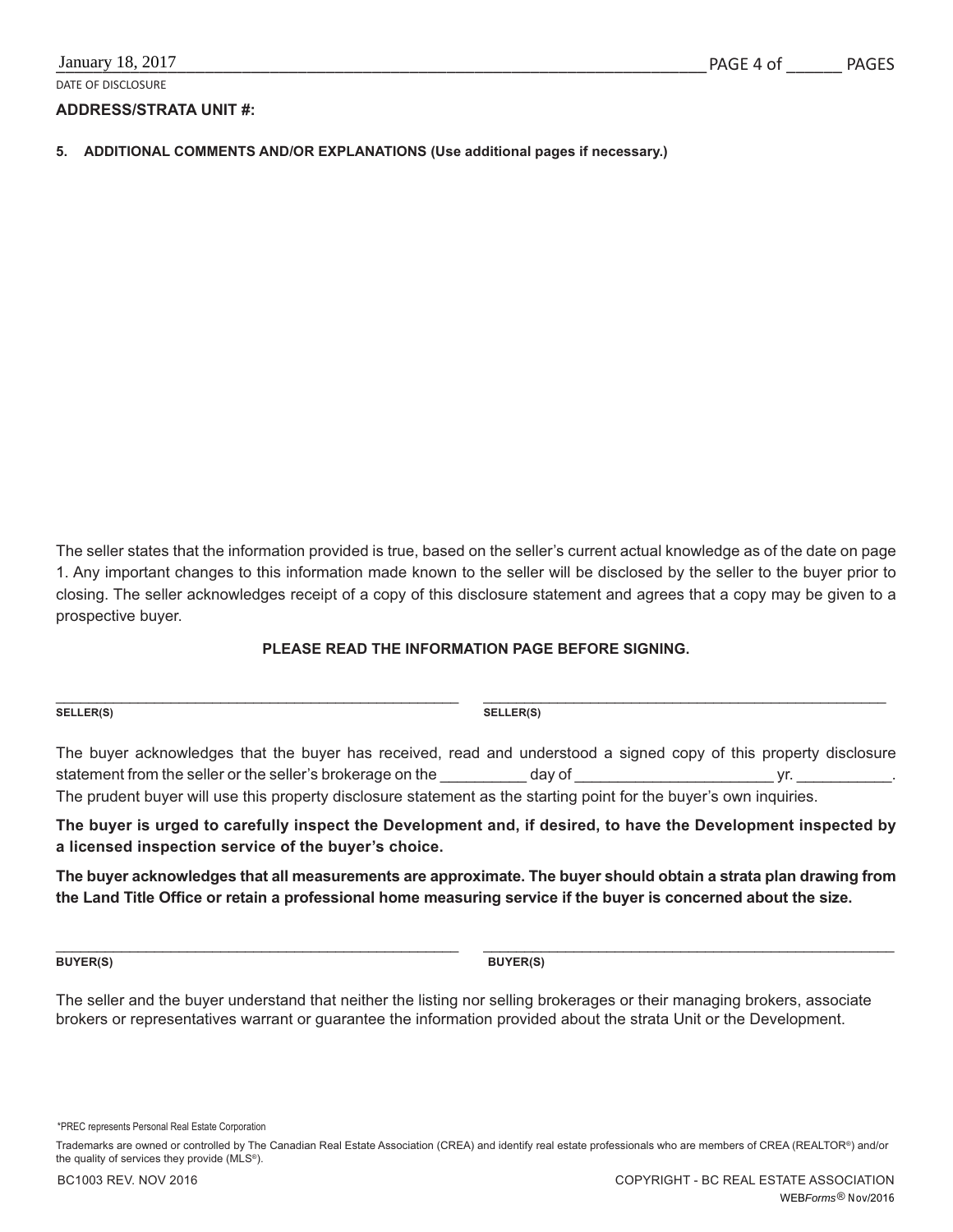January 18, 2017

DATE OF DISCLOSURE

**ADDRESS/STRATA UNIT #:**

**5. ADDITIONAL COMMENTS AND/OR EXPLANATIONS (Use additional pages if necessary.)**

The seller states that the information provided is true, based on the seller's current actual knowledge as of the date on page 1. Any important changes to this information made known to the seller will be disclosed by the seller to the buyer prior to closing. The seller acknowledges receipt of a copy of this disclosure statement and agrees that a copy may be given to a prospective buyer.

**PLEASE READ THE INFORMATION PAGE BEFORE SIGNING.**

_______________________________________ _______________________________________

**SELLER(S)** **SELLER(S)**

The buyer acknowledges that the buyer has received, read and understood a signed copy of this property disclosure statement from the seller or the seller's brokerage on the __________ day of _______________________ yr. ___________. The prudent buyer will use this property disclosure statement as the starting point for the buyer's own inquiries.

**The buyer is urged to carefully inspect the Development and, if desired, to have the Development inspected by a licensed inspection service of the buyer's choice.**

**The buyer acknowledges that all measurements are approximate. The buyer should obtain a strata plan drawing from the Land Title Office or retain a professional home measuring service if the buyer is concerned about the size.**

_______________________________________ _______________________________________

**BUYER(S)** **BUYER(S)**

The seller and the buyer understand that neither the listing nor selling brokerages or their managing brokers, associate brokers or representatives warrant or guarantee the information provided about the strata Unit or the Development.

*PREC represents Personal Real Estate Corporation

Trademarks are owned or controlled by The Canadian Real Estate Association (CREA) and identify real estate professionals who are members of CREA (REALTOR®) and/or the quality of services they provide (MLS®).

BC1003 REV. NOV 2016

COPYRIGHT - BC REAL ESTATE ASSOCIATION

WEB*Forms*® Nov/2016